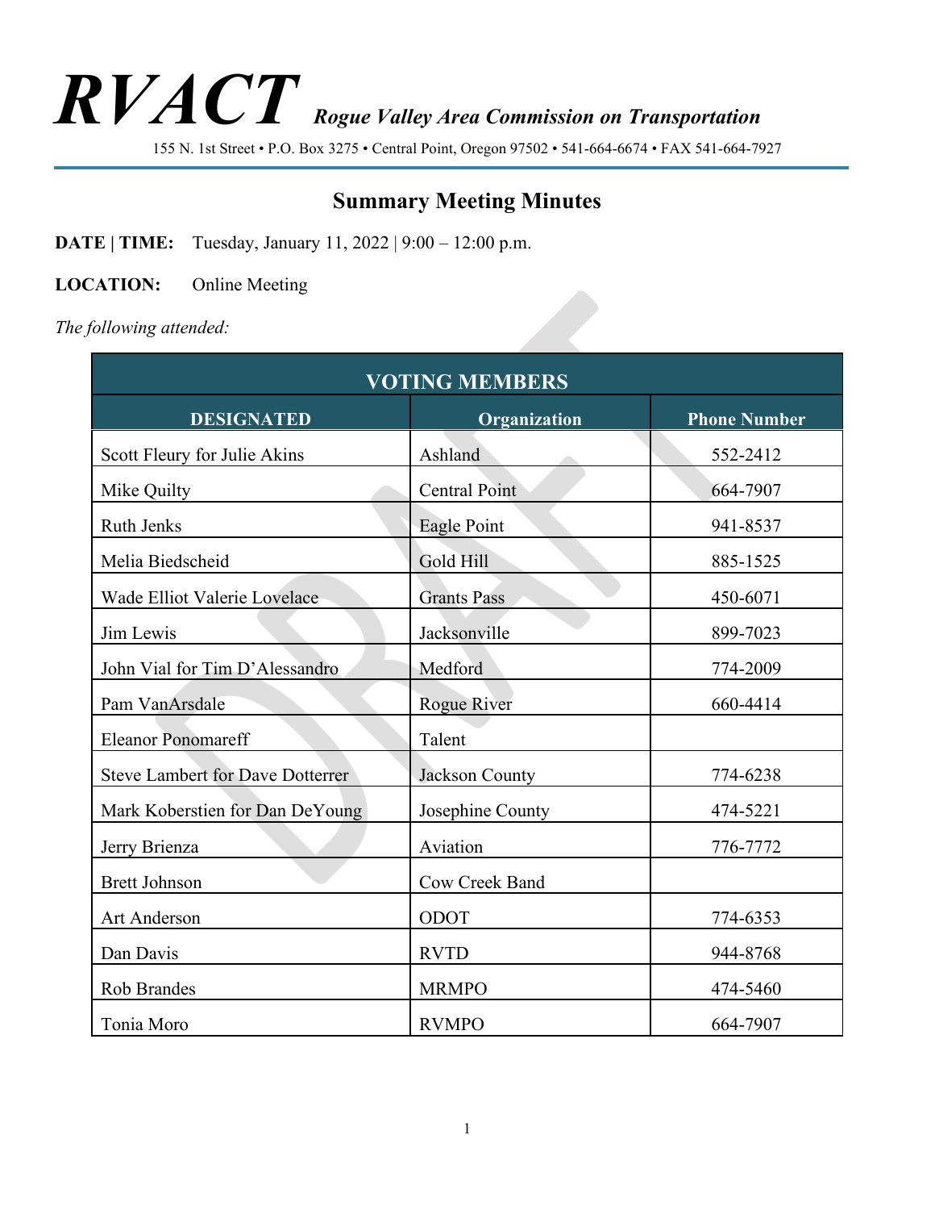# RVACT *Rogue Valley Area Commission on Transportation*

155 N. 1st Street • P.O. Box 3275 • Central Point, Oregon 97502 • 541-664-6674 • FAX 541-664-7927

## Summary Meeting Minutes

**DATE | TIME:** Tuesday, January 11, 2022 | 9:00 – 12:00 p.m.

**LOCATION:** Online Meeting

*The following attended:*

| VOTING MEMBERS | | |
|---|---|---|
| **DESIGNATED** | **Organization** | **Phone Number** |
| Scott Fleury for Julie Akins | Ashland | 552-2412 |
| Mike Quilty | Central Point | 664-7907 |
| Ruth Jenks | Eagle Point | 941-8537 |
| Melia Biedscheid | Gold Hill | 885-1525 |
| Wade Elliot Valerie Lovelace | Grants Pass | 450-6071 |
| Jim Lewis | Jacksonville | 899-7023 |
| John Vial for Tim D'Alessandro | Medford | 774-2009 |
| Pam VanArsdale | Rogue River | 660-4414 |
| Eleanor Ponomareff | Talent | |
| Steve Lambert for Dave Dotterrer | Jackson County | 774-6238 |
| Mark Koberstien for Dan DeYoung | Josephine County | 474-5221 |
| Jerry Brienza | Aviation | 776-7772 |
| Brett Johnson | Cow Creek Band | |
| Art Anderson | ODOT | 774-6353 |
| Dan Davis | RVTD | 944-8768 |
| Rob Brandes | MRMPO | 474-5460 |
| Tonia Moro | RVMPO | 664-7907 |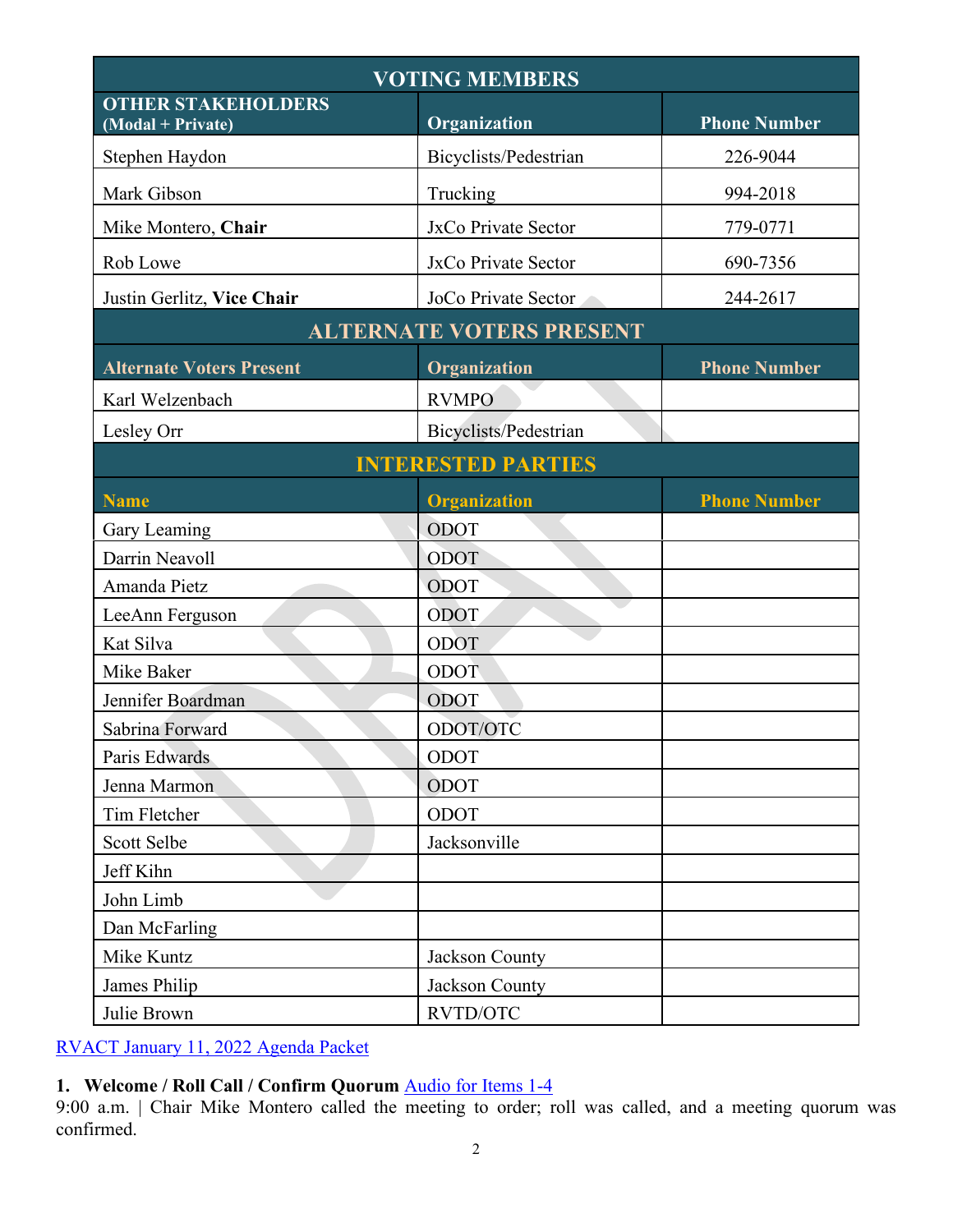| VOTING MEMBERS | | |
|---|---|---|
| **OTHER STAKEHOLDERS (Modal + Private)** | **Organization** | **Phone Number** |
| Stephen Haydon | Bicyclists/Pedestrian | 226-9044 |
| Mark Gibson | Trucking | 994-2018 |
| Mike Montero, **Chair** | JxCo Private Sector | 779-0771 |
| Rob Lowe | JxCo Private Sector | 690-7356 |
| Justin Gerlitz, **Vice Chair** | JoCo Private Sector | 244-2617 |
| **ALTERNATE VOTERS PRESENT** | | |
| **Alternate Voters Present** | **Organization** | **Phone Number** |
| Karl Welzenbach | RVMPO | |
| Lesley Orr | Bicyclists/Pedestrian | |
| **INTERESTED PARTIES** | | |
| **Name** | **Organization** | **Phone Number** |
| Gary Leaming | ODOT | |
| Darrin Neavoll | ODOT | |
| Amanda Pietz | ODOT | |
| LeeAnn Ferguson | ODOT | |
| Kat Silva | ODOT | |
| Mike Baker | ODOT | |
| Jennifer Boardman | ODOT | |
| Sabrina Forward | ODOT/OTC | |
| Paris Edwards | ODOT | |
| Jenna Marmon | ODOT | |
| Tim Fletcher | ODOT | |
| Scott Selbe | Jacksonville | |
| Jeff Kihn | | |
| John Limb | | |
| Dan McFarling | | |
| Mike Kuntz | Jackson County | |
| James Philip | Jackson County | |
| Julie Brown | RVTD/OTC | |

RVACT January 11, 2022 Agenda Packet

**1. Welcome / Roll Call / Confirm Quorum** Audio for Items 1-4
9:00 a.m. | Chair Mike Montero called the meeting to order; roll was called, and a meeting quorum was confirmed.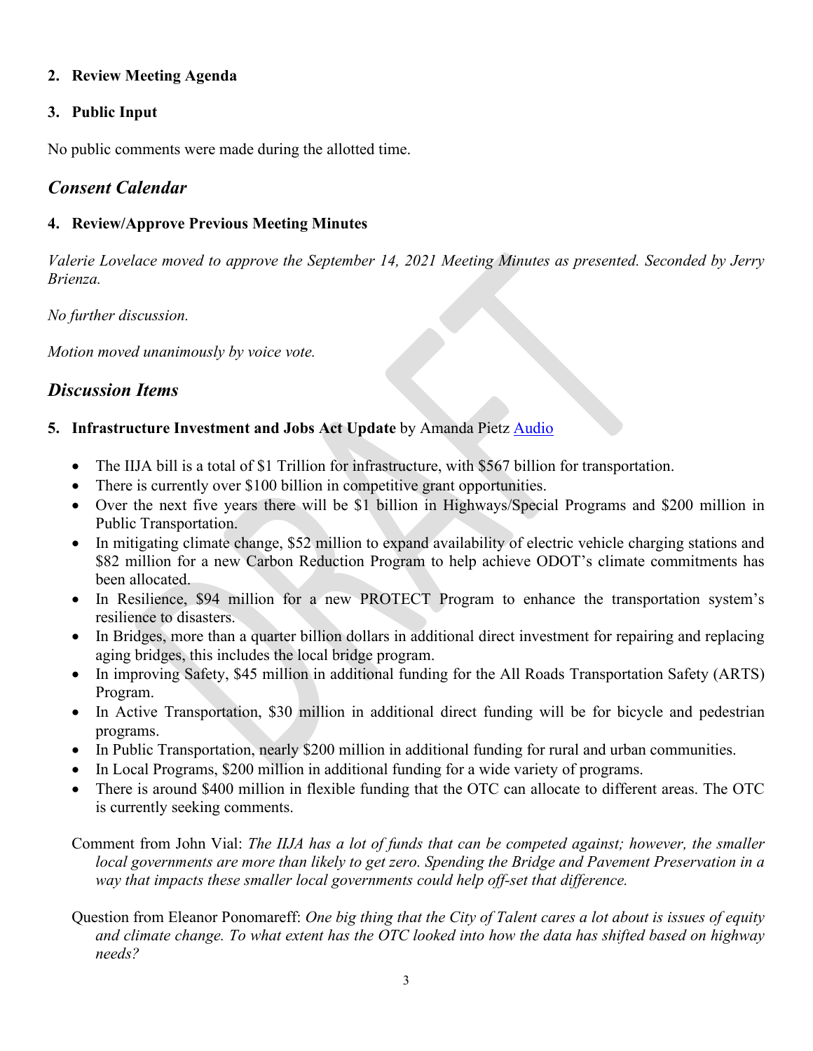## 2. Review Meeting Agenda

## 3. Public Input

No public comments were made during the allotted time.

# *Consent Calendar*

## 4. Review/Approve Previous Meeting Minutes

*Valerie Lovelace moved to approve the September 14, 2021 Meeting Minutes as presented. Seconded by Jerry Brienza.*

*No further discussion.*

*Motion moved unanimously by voice vote.*

# *Discussion Items*

## 5. Infrastructure Investment and Jobs Act Update by Amanda Pietz [Audio]

- The IIJA bill is a total of $1 Trillion for infrastructure, with $567 billion for transportation.
- There is currently over $100 billion in competitive grant opportunities.
- Over the next five years there will be $1 billion in Highways/Special Programs and $200 million in Public Transportation.
- In mitigating climate change, $52 million to expand availability of electric vehicle charging stations and $82 million for a new Carbon Reduction Program to help achieve ODOT's climate commitments has been allocated.
- In Resilience, $94 million for a new PROTECT Program to enhance the transportation system's resilience to disasters.
- In Bridges, more than a quarter billion dollars in additional direct investment for repairing and replacing aging bridges, this includes the local bridge program.
- In improving Safety, $45 million in additional funding for the All Roads Transportation Safety (ARTS) Program.
- In Active Transportation, $30 million in additional direct funding will be for bicycle and pedestrian programs.
- In Public Transportation, nearly $200 million in additional funding for rural and urban communities.
- In Local Programs, $200 million in additional funding for a wide variety of programs.
- There is around $400 million in flexible funding that the OTC can allocate to different areas. The OTC is currently seeking comments.

Comment from John Vial: *The IIJA has a lot of funds that can be competed against; however, the smaller local governments are more than likely to get zero. Spending the Bridge and Pavement Preservation in a way that impacts these smaller local governments could help off-set that difference.*

Question from Eleanor Ponomareff: *One big thing that the City of Talent cares a lot about is issues of equity and climate change. To what extent has the OTC looked into how the data has shifted based on highway needs?*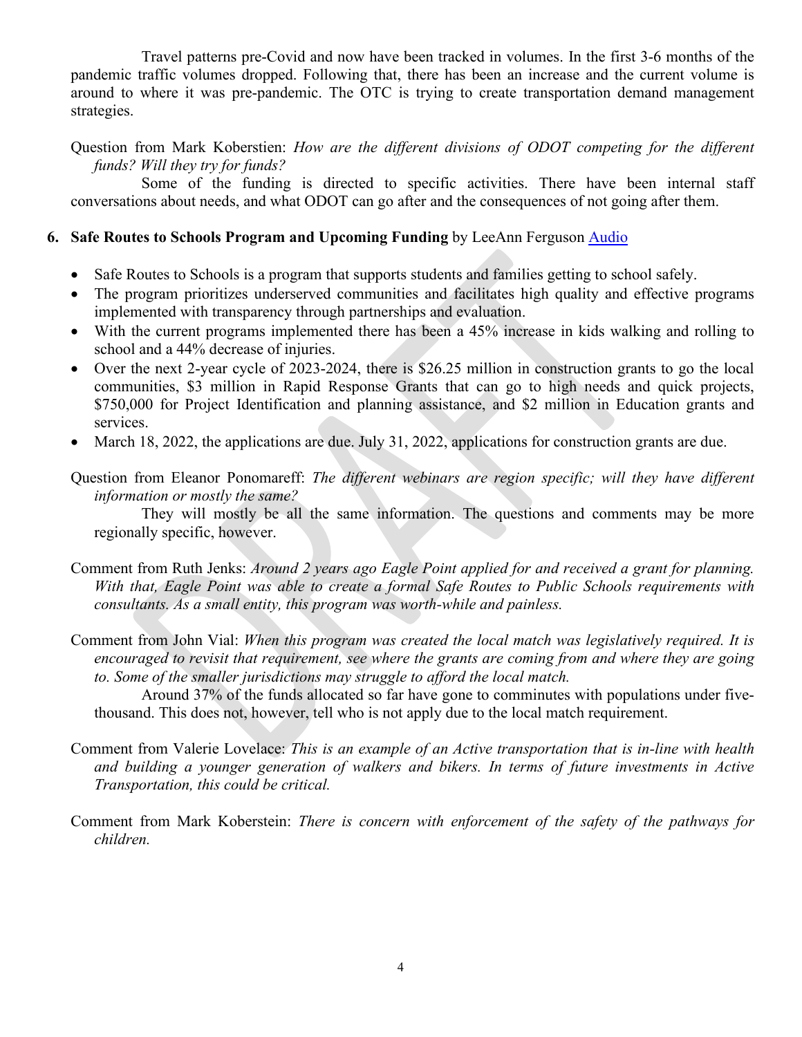Travel patterns pre-Covid and now have been tracked in volumes. In the first 3-6 months of the pandemic traffic volumes dropped. Following that, there has been an increase and the current volume is around to where it was pre-pandemic. The OTC is trying to create transportation demand management strategies.

Question from Mark Koberstien: *How are the different divisions of ODOT competing for the different funds? Will they try for funds?*

Some of the funding is directed to specific activities. There have been internal staff conversations about needs, and what ODOT can go after and the consequences of not going after them.

**6. Safe Routes to Schools Program and Upcoming Funding** by LeeAnn Ferguson [Audio]

- Safe Routes to Schools is a program that supports students and families getting to school safely.
- The program prioritizes underserved communities and facilitates high quality and effective programs implemented with transparency through partnerships and evaluation.
- With the current programs implemented there has been a 45% increase in kids walking and rolling to school and a 44% decrease of injuries.
- Over the next 2-year cycle of 2023-2024, there is $26.25 million in construction grants to go the local communities, $3 million in Rapid Response Grants that can go to high needs and quick projects, $750,000 for Project Identification and planning assistance, and $2 million in Education grants and services.
- March 18, 2022, the applications are due. July 31, 2022, applications for construction grants are due.

Question from Eleanor Ponomareff: *The different webinars are region specific; will they have different information or mostly the same?*

They will mostly be all the same information. The questions and comments may be more regionally specific, however.

Comment from Ruth Jenks: *Around 2 years ago Eagle Point applied for and received a grant for planning. With that, Eagle Point was able to create a formal Safe Routes to Public Schools requirements with consultants. As a small entity, this program was worth-while and painless.*

Comment from John Vial: *When this program was created the local match was legislatively required. It is encouraged to revisit that requirement, see where the grants are coming from and where they are going to. Some of the smaller jurisdictions may struggle to afford the local match.*

Around 37% of the funds allocated so far have gone to comminutes with populations under five-thousand. This does not, however, tell who is not apply due to the local match requirement.

Comment from Valerie Lovelace: *This is an example of an Active transportation that is in-line with health and building a younger generation of walkers and bikers. In terms of future investments in Active Transportation, this could be critical.*

Comment from Mark Koberstein: *There is concern with enforcement of the safety of the pathways for children.*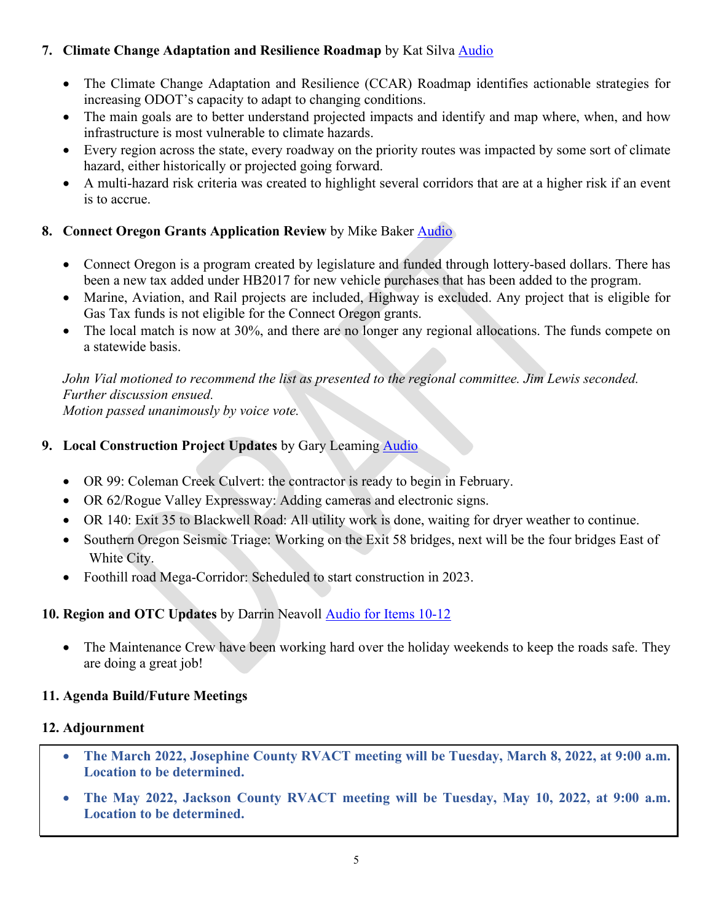7. **Climate Change Adaptation and Resilience Roadmap** by Kat Silva [Audio]

- The Climate Change Adaptation and Resilience (CCAR) Roadmap identifies actionable strategies for increasing ODOT's capacity to adapt to changing conditions.
- The main goals are to better understand projected impacts and identify and map where, when, and how infrastructure is most vulnerable to climate hazards.
- Every region across the state, every roadway on the priority routes was impacted by some sort of climate hazard, either historically or projected going forward.
- A multi-hazard risk criteria was created to highlight several corridors that are at a higher risk if an event is to accrue.

8. **Connect Oregon Grants Application Review** by Mike Baker [Audio]

- Connect Oregon is a program created by legislature and funded through lottery-based dollars. There has been a new tax added under HB2017 for new vehicle purchases that has been added to the program.
- Marine, Aviation, and Rail projects are included, Highway is excluded. Any project that is eligible for Gas Tax funds is not eligible for the Connect Oregon grants.
- The local match is now at 30%, and there are no longer any regional allocations. The funds compete on a statewide basis.

*John Vial motioned to recommend the list as presented to the regional committee. Jim Lewis seconded. Further discussion ensued.*
*Motion passed unanimously by voice vote.*

9. **Local Construction Project Updates** by Gary Leaming [Audio]

- OR 99: Coleman Creek Culvert: the contractor is ready to begin in February.
- OR 62/Rogue Valley Expressway: Adding cameras and electronic signs.
- OR 140: Exit 35 to Blackwell Road: All utility work is done, waiting for dryer weather to continue.
- Southern Oregon Seismic Triage: Working on the Exit 58 bridges, next will be the four bridges East of White City.
- Foothill road Mega-Corridor: Scheduled to start construction in 2023.

10. **Region and OTC Updates** by Darrin Neavoll [Audio for Items 10-12]

- The Maintenance Crew have been working hard over the holiday weekends to keep the roads safe. They are doing a great job!

11. **Agenda Build/Future Meetings**

12. **Adjournment**

- **The March 2022, Josephine County RVACT meeting will be Tuesday, March 8, 2022, at 9:00 a.m. Location to be determined.**
- **The May 2022, Jackson County RVACT meeting will be Tuesday, May 10, 2022, at 9:00 a.m. Location to be determined.**